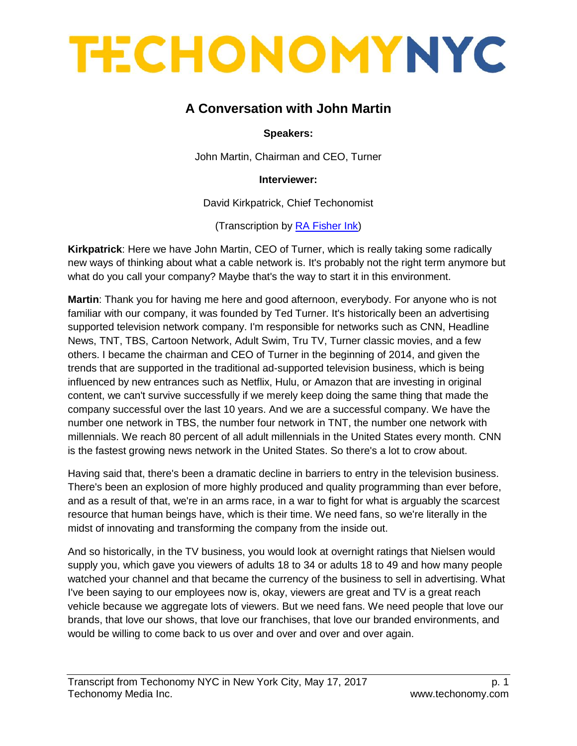# TECHONOMYNYC

## A Conversation with John Martin

**Speakers:**

John Martin, Chairman and CEO, Turner

**Interviewer:**

David Kirkpatrick, Chief Techonomist

(Transcription by RA Fisher Ink)

**Kirkpatrick**: Here we have John Martin, CEO of Turner, which is really taking some radically new ways of thinking about what a cable network is. It's probably not the right term anymore but what do you call your company? Maybe that's the way to start it in this environment.

**Martin**: Thank you for having me here and good afternoon, everybody. For anyone who is not familiar with our company, it was founded by Ted Turner. It's historically been an advertising supported television network company. I'm responsible for networks such as CNN, Headline News, TNT, TBS, Cartoon Network, Adult Swim, Tru TV, Turner classic movies, and a few others. I became the chairman and CEO of Turner in the beginning of 2014, and given the trends that are supported in the traditional ad-supported television business, which is being influenced by new entrances such as Netflix, Hulu, or Amazon that are investing in original content, we can't survive successfully if we merely keep doing the same thing that made the company successful over the last 10 years. And we are a successful company. We have the number one network in TBS, the number four network in TNT, the number one network with millennials. We reach 80 percent of all adult millennials in the United States every month. CNN is the fastest growing news network in the United States. So there's a lot to crow about.

Having said that, there's been a dramatic decline in barriers to entry in the television business. There's been an explosion of more highly produced and quality programming than ever before, and as a result of that, we're in an arms race, in a war to fight for what is arguably the scarcest resource that human beings have, which is their time. We need fans, so we're literally in the midst of innovating and transforming the company from the inside out.

And so historically, in the TV business, you would look at overnight ratings that Nielsen would supply you, which gave you viewers of adults 18 to 34 or adults 18 to 49 and how many people watched your channel and that became the currency of the business to sell in advertising. What I've been saying to our employees now is, okay, viewers are great and TV is a great reach vehicle because we aggregate lots of viewers. But we need fans. We need people that love our brands, that love our shows, that love our franchises, that love our branded environments, and would be willing to come back to us over and over and over and over again.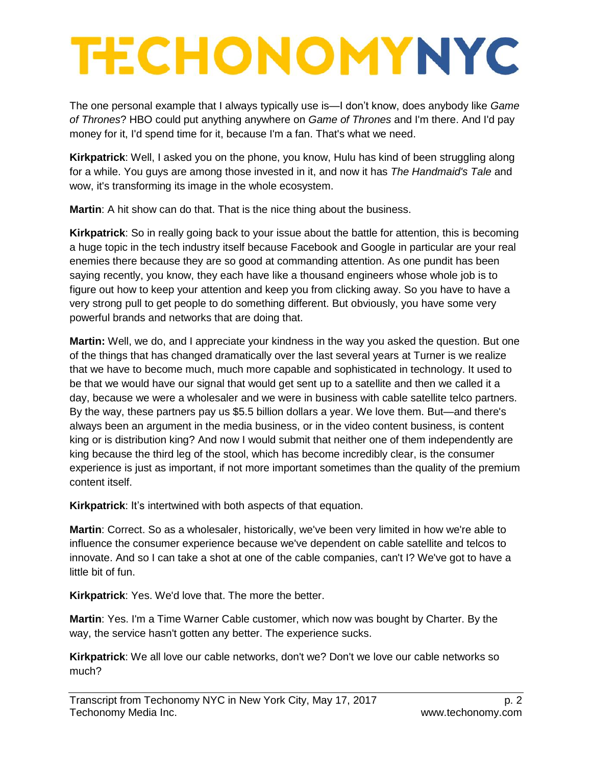The one personal example that I always typically use is—I don't know, does anybody like *Game of Thrones*? HBO could put anything anywhere on *Game of Thrones* and I'm there. And I'd pay money for it, I'd spend time for it, because I'm a fan. That's what we need.

**Kirkpatrick**: Well, I asked you on the phone, you know, Hulu has kind of been struggling along for a while. You guys are among those invested in it, and now it has *The Handmaid's Tale* and wow, it's transforming its image in the whole ecosystem.

**Martin**: A hit show can do that. That is the nice thing about the business.

**Kirkpatrick**: So in really going back to your issue about the battle for attention, this is becoming a huge topic in the tech industry itself because Facebook and Google in particular are your real enemies there because they are so good at commanding attention. As one pundit has been saying recently, you know, they each have like a thousand engineers whose whole job is to figure out how to keep your attention and keep you from clicking away. So you have to have a very strong pull to get people to do something different. But obviously, you have some very powerful brands and networks that are doing that.

**Martin:** Well, we do, and I appreciate your kindness in the way you asked the question. But one of the things that has changed dramatically over the last several years at Turner is we realize that we have to become much, much more capable and sophisticated in technology. It used to be that we would have our signal that would get sent up to a satellite and then we called it a day, because we were a wholesaler and we were in business with cable satellite telco partners. By the way, these partners pay us $5.5 billion dollars a year. We love them. But—and there's always been an argument in the media business, or in the video content business, is content king or is distribution king? And now I would submit that neither one of them independently are king because the third leg of the stool, which has become incredibly clear, is the consumer experience is just as important, if not more important sometimes than the quality of the premium content itself.

**Kirkpatrick**: It's intertwined with both aspects of that equation.

**Martin**: Correct. So as a wholesaler, historically, we've been very limited in how we're able to influence the consumer experience because we've dependent on cable satellite and telcos to innovate. And so I can take a shot at one of the cable companies, can't I? We've got to have a little bit of fun.

**Kirkpatrick**: Yes. We'd love that. The more the better.

**Martin**: Yes. I'm a Time Warner Cable customer, which now was bought by Charter. By the way, the service hasn't gotten any better. The experience sucks.

**Kirkpatrick**: We all love our cable networks, don't we? Don't we love our cable networks so much?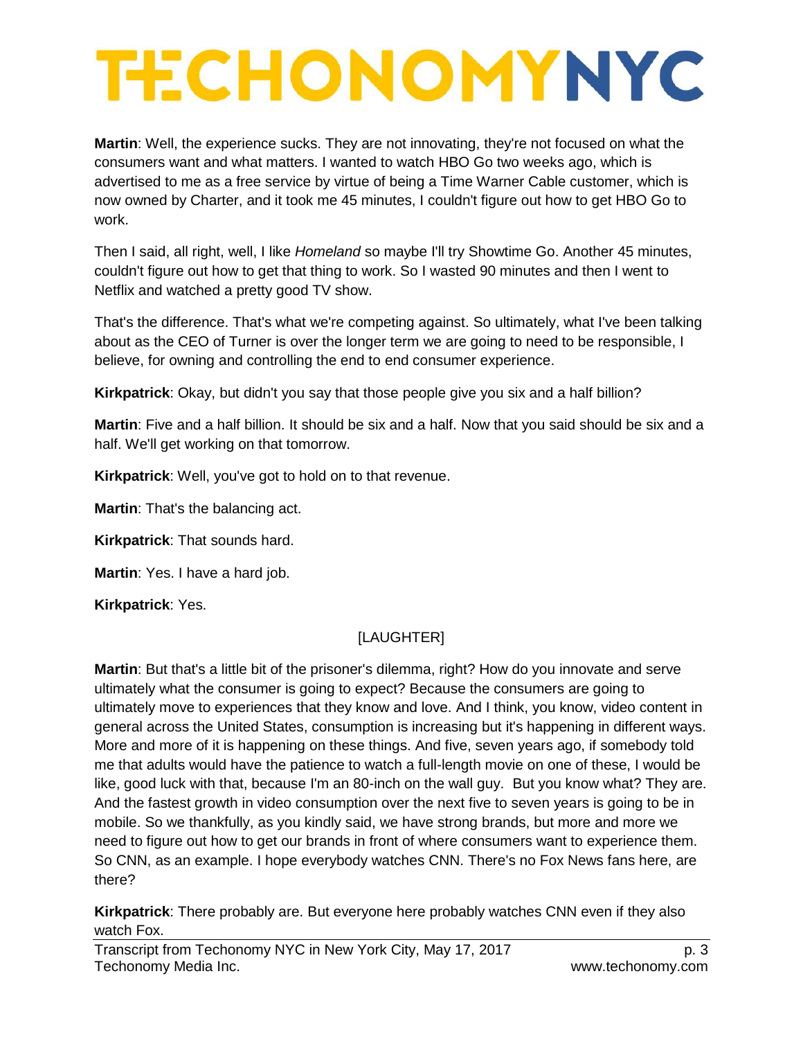**Martin**: Well, the experience sucks. They are not innovating, they're not focused on what the consumers want and what matters. I wanted to watch HBO Go two weeks ago, which is advertised to me as a free service by virtue of being a Time Warner Cable customer, which is now owned by Charter, and it took me 45 minutes, I couldn't figure out how to get HBO Go to work.

Then I said, all right, well, I like *Homeland* so maybe I'll try Showtime Go. Another 45 minutes, couldn't figure out how to get that thing to work. So I wasted 90 minutes and then I went to Netflix and watched a pretty good TV show.

That's the difference. That's what we're competing against. So ultimately, what I've been talking about as the CEO of Turner is over the longer term we are going to need to be responsible, I believe, for owning and controlling the end to end consumer experience.

**Kirkpatrick**: Okay, but didn't you say that those people give you six and a half billion?

**Martin**: Five and a half billion. It should be six and a half. Now that you said should be six and a half. We'll get working on that tomorrow.

**Kirkpatrick**: Well, you've got to hold on to that revenue.

**Martin**: That's the balancing act.

**Kirkpatrick**: That sounds hard.

**Martin**: Yes. I have a hard job.

**Kirkpatrick**: Yes.

[LAUGHTER]

**Martin**: But that's a little bit of the prisoner's dilemma, right? How do you innovate and serve ultimately what the consumer is going to expect? Because the consumers are going to ultimately move to experiences that they know and love. And I think, you know, video content in general across the United States, consumption is increasing but it's happening in different ways. More and more of it is happening on these things. And five, seven years ago, if somebody told me that adults would have the patience to watch a full-length movie on one of these, I would be like, good luck with that, because I'm an 80-inch on the wall guy. But you know what? They are. And the fastest growth in video consumption over the next five to seven years is going to be in mobile. So we thankfully, as you kindly said, we have strong brands, but more and more we need to figure out how to get our brands in front of where consumers want to experience them. So CNN, as an example. I hope everybody watches CNN. There's no Fox News fans here, are there?

**Kirkpatrick**: There probably are. But everyone here probably watches CNN even if they also watch Fox.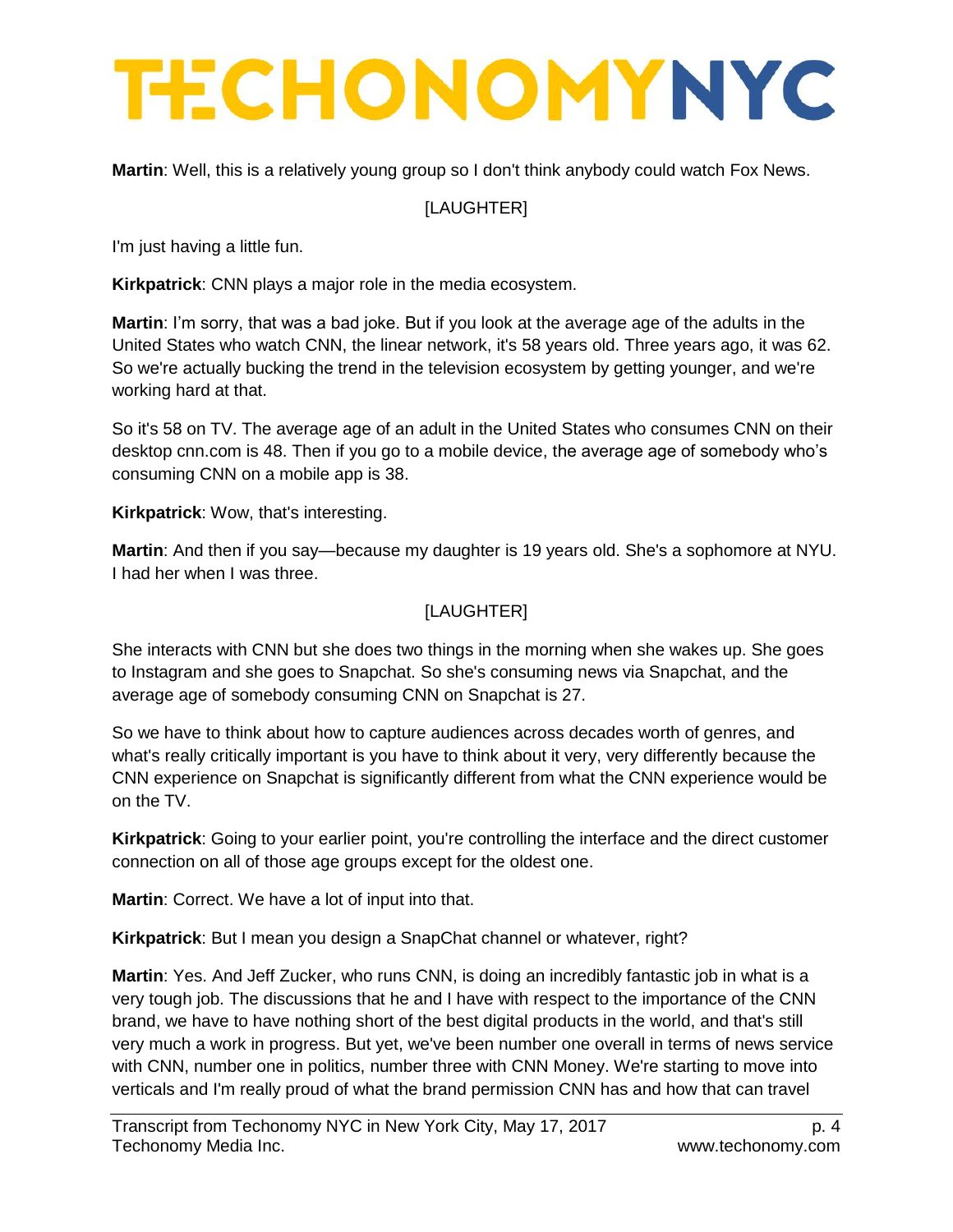**Martin**: Well, this is a relatively young group so I don't think anybody could watch Fox News.

[LAUGHTER]

I'm just having a little fun.

**Kirkpatrick**: CNN plays a major role in the media ecosystem.

**Martin**: I'm sorry, that was a bad joke. But if you look at the average age of the adults in the United States who watch CNN, the linear network, it's 58 years old. Three years ago, it was 62. So we're actually bucking the trend in the television ecosystem by getting younger, and we're working hard at that.

So it's 58 on TV. The average age of an adult in the United States who consumes CNN on their desktop cnn.com is 48. Then if you go to a mobile device, the average age of somebody who's consuming CNN on a mobile app is 38.

**Kirkpatrick**: Wow, that's interesting.

**Martin**: And then if you say—because my daughter is 19 years old. She's a sophomore at NYU. I had her when I was three.

[LAUGHTER]

She interacts with CNN but she does two things in the morning when she wakes up. She goes to Instagram and she goes to Snapchat. So she's consuming news via Snapchat, and the average age of somebody consuming CNN on Snapchat is 27.

So we have to think about how to capture audiences across decades worth of genres, and what's really critically important is you have to think about it very, very differently because the CNN experience on Snapchat is significantly different from what the CNN experience would be on the TV.

**Kirkpatrick**: Going to your earlier point, you're controlling the interface and the direct customer connection on all of those age groups except for the oldest one.

**Martin**: Correct. We have a lot of input into that.

**Kirkpatrick**: But I mean you design a SnapChat channel or whatever, right?

**Martin**: Yes. And Jeff Zucker, who runs CNN, is doing an incredibly fantastic job in what is a very tough job. The discussions that he and I have with respect to the importance of the CNN brand, we have to have nothing short of the best digital products in the world, and that's still very much a work in progress. But yet, we've been number one overall in terms of news service with CNN, number one in politics, number three with CNN Money. We're starting to move into verticals and I'm really proud of what the brand permission CNN has and how that can travel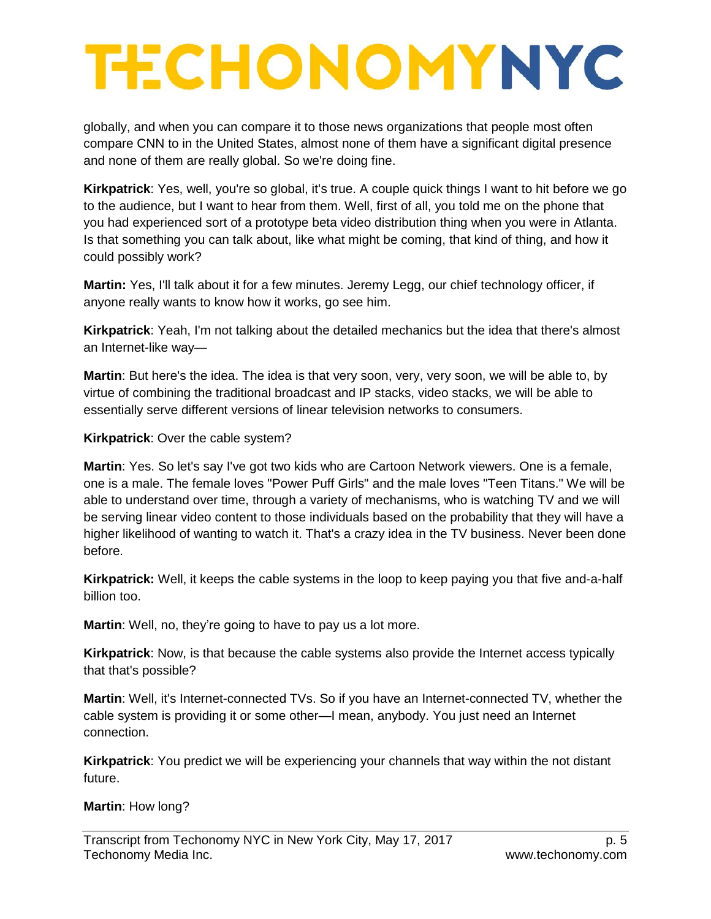globally, and when you can compare it to those news organizations that people most often compare CNN to in the United States, almost none of them have a significant digital presence and none of them are really global. So we're doing fine.

**Kirkpatrick**: Yes, well, you're so global, it's true. A couple quick things I want to hit before we go to the audience, but I want to hear from them. Well, first of all, you told me on the phone that you had experienced sort of a prototype beta video distribution thing when you were in Atlanta. Is that something you can talk about, like what might be coming, that kind of thing, and how it could possibly work?

**Martin:** Yes, I'll talk about it for a few minutes. Jeremy Legg, our chief technology officer, if anyone really wants to know how it works, go see him.

**Kirkpatrick**: Yeah, I'm not talking about the detailed mechanics but the idea that there's almost an Internet-like way—

**Martin**: But here's the idea. The idea is that very soon, very, very soon, we will be able to, by virtue of combining the traditional broadcast and IP stacks, video stacks, we will be able to essentially serve different versions of linear television networks to consumers.

**Kirkpatrick**: Over the cable system?

**Martin**: Yes. So let's say I've got two kids who are Cartoon Network viewers. One is a female, one is a male. The female loves "Power Puff Girls" and the male loves "Teen Titans." We will be able to understand over time, through a variety of mechanisms, who is watching TV and we will be serving linear video content to those individuals based on the probability that they will have a higher likelihood of wanting to watch it. That's a crazy idea in the TV business. Never been done before.

**Kirkpatrick:** Well, it keeps the cable systems in the loop to keep paying you that five and-a-half billion too.

**Martin**: Well, no, they're going to have to pay us a lot more.

**Kirkpatrick**: Now, is that because the cable systems also provide the Internet access typically that that's possible?

**Martin**: Well, it's Internet-connected TVs. So if you have an Internet-connected TV, whether the cable system is providing it or some other—I mean, anybody. You just need an Internet connection.

**Kirkpatrick**: You predict we will be experiencing your channels that way within the not distant future.

**Martin**: How long?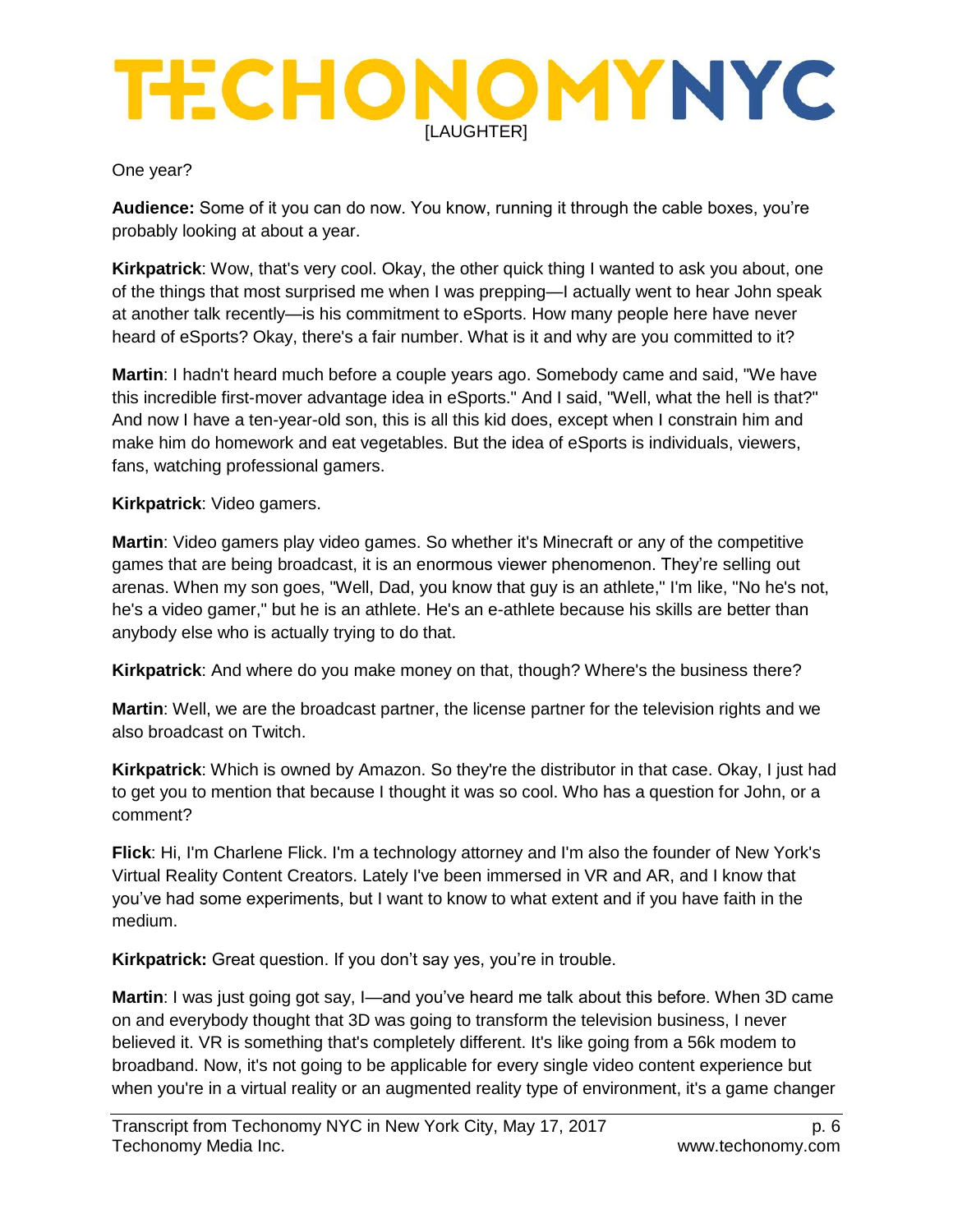[LAUGHTER]

One year?

**Audience:** Some of it you can do now. You know, running it through the cable boxes, you're probably looking at about a year.

**Kirkpatrick**: Wow, that's very cool. Okay, the other quick thing I wanted to ask you about, one of the things that most surprised me when I was prepping—I actually went to hear John speak at another talk recently—is his commitment to eSports. How many people here have never heard of eSports? Okay, there's a fair number. What is it and why are you committed to it?

**Martin**: I hadn't heard much before a couple years ago. Somebody came and said, "We have this incredible first-mover advantage idea in eSports." And I said, "Well, what the hell is that?" And now I have a ten-year-old son, this is all this kid does, except when I constrain him and make him do homework and eat vegetables. But the idea of eSports is individuals, viewers, fans, watching professional gamers.

**Kirkpatrick**: Video gamers.

**Martin**: Video gamers play video games. So whether it's Minecraft or any of the competitive games that are being broadcast, it is an enormous viewer phenomenon. They're selling out arenas. When my son goes, "Well, Dad, you know that guy is an athlete," I'm like, "No he's not, he's a video gamer," but he is an athlete. He's an e-athlete because his skills are better than anybody else who is actually trying to do that.

**Kirkpatrick**: And where do you make money on that, though? Where's the business there?

**Martin**: Well, we are the broadcast partner, the license partner for the television rights and we also broadcast on Twitch.

**Kirkpatrick**: Which is owned by Amazon. So they're the distributor in that case. Okay, I just had to get you to mention that because I thought it was so cool. Who has a question for John, or a comment?

**Flick**: Hi, I'm Charlene Flick. I'm a technology attorney and I'm also the founder of New York's Virtual Reality Content Creators. Lately I've been immersed in VR and AR, and I know that you've had some experiments, but I want to know to what extent and if you have faith in the medium.

**Kirkpatrick:** Great question. If you don't say yes, you're in trouble.

**Martin**: I was just going got say, I—and you've heard me talk about this before. When 3D came on and everybody thought that 3D was going to transform the television business, I never believed it. VR is something that's completely different. It's like going from a 56k modem to broadband. Now, it's not going to be applicable for every single video content experience but when you're in a virtual reality or an augmented reality type of environment, it's a game changer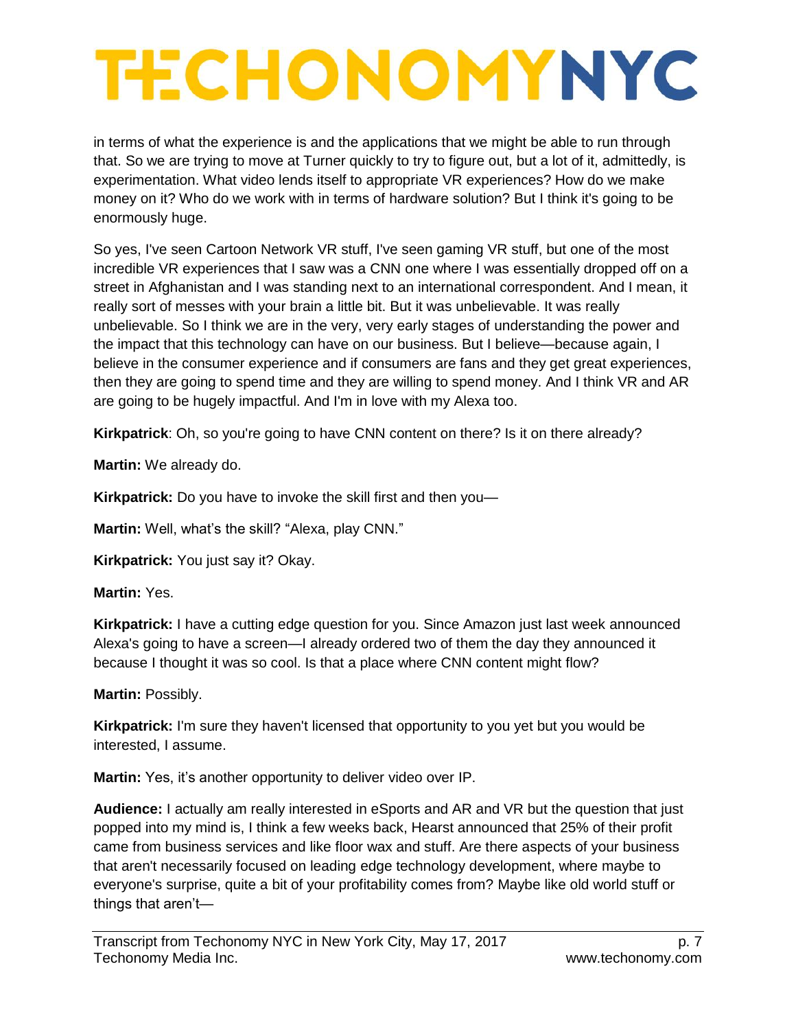in terms of what the experience is and the applications that we might be able to run through that. So we are trying to move at Turner quickly to try to figure out, but a lot of it, admittedly, is experimentation. What video lends itself to appropriate VR experiences? How do we make money on it? Who do we work with in terms of hardware solution? But I think it's going to be enormously huge.

So yes, I've seen Cartoon Network VR stuff, I've seen gaming VR stuff, but one of the most incredible VR experiences that I saw was a CNN one where I was essentially dropped off on a street in Afghanistan and I was standing next to an international correspondent. And I mean, it really sort of messes with your brain a little bit. But it was unbelievable. It was really unbelievable. So I think we are in the very, very early stages of understanding the power and the impact that this technology can have on our business. But I believe—because again, I believe in the consumer experience and if consumers are fans and they get great experiences, then they are going to spend time and they are willing to spend money. And I think VR and AR are going to be hugely impactful. And I'm in love with my Alexa too.

**Kirkpatrick**: Oh, so you're going to have CNN content on there? Is it on there already?

**Martin:** We already do.

**Kirkpatrick:** Do you have to invoke the skill first and then you—

**Martin:** Well, what's the skill? "Alexa, play CNN."

**Kirkpatrick:** You just say it? Okay.

**Martin:** Yes.

**Kirkpatrick:** I have a cutting edge question for you. Since Amazon just last week announced Alexa's going to have a screen—I already ordered two of them the day they announced it because I thought it was so cool. Is that a place where CNN content might flow?

**Martin:** Possibly.

**Kirkpatrick:** I'm sure they haven't licensed that opportunity to you yet but you would be interested, I assume.

**Martin:** Yes, it's another opportunity to deliver video over IP.

**Audience:** I actually am really interested in eSports and AR and VR but the question that just popped into my mind is, I think a few weeks back, Hearst announced that 25% of their profit came from business services and like floor wax and stuff. Are there aspects of your business that aren't necessarily focused on leading edge technology development, where maybe to everyone's surprise, quite a bit of your profitability comes from? Maybe like old world stuff or things that aren't—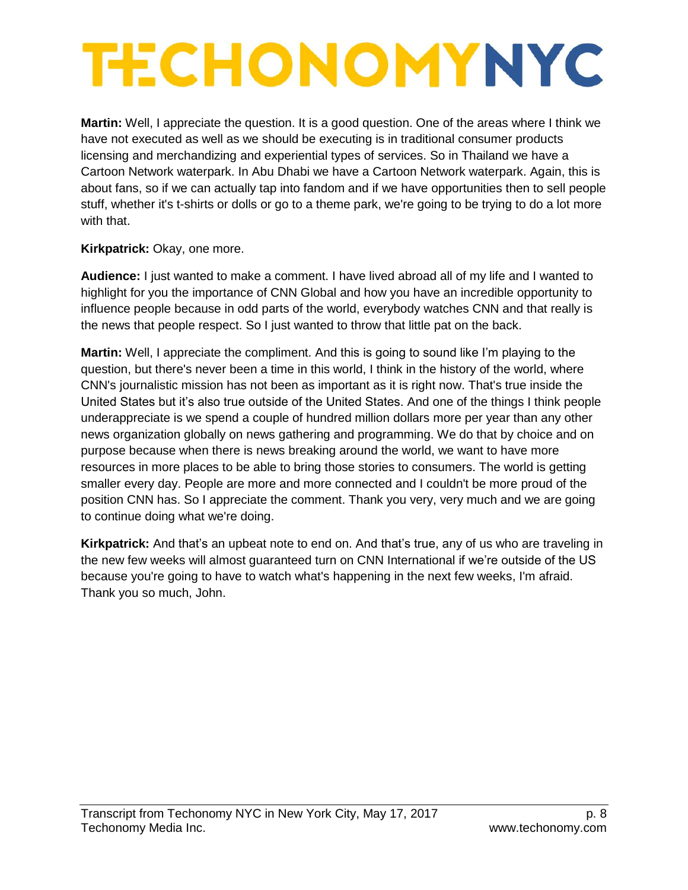**Martin:** Well, I appreciate the question. It is a good question. One of the areas where I think we have not executed as well as we should be executing is in traditional consumer products licensing and merchandizing and experiential types of services. So in Thailand we have a Cartoon Network waterpark. In Abu Dhabi we have a Cartoon Network waterpark. Again, this is about fans, so if we can actually tap into fandom and if we have opportunities then to sell people stuff, whether it's t-shirts or dolls or go to a theme park, we're going to be trying to do a lot more with that.

**Kirkpatrick:** Okay, one more.

**Audience:** I just wanted to make a comment. I have lived abroad all of my life and I wanted to highlight for you the importance of CNN Global and how you have an incredible opportunity to influence people because in odd parts of the world, everybody watches CNN and that really is the news that people respect. So I just wanted to throw that little pat on the back.

**Martin:** Well, I appreciate the compliment. And this is going to sound like I'm playing to the question, but there's never been a time in this world, I think in the history of the world, where CNN's journalistic mission has not been as important as it is right now. That's true inside the United States but it's also true outside of the United States. And one of the things I think people underappreciate is we spend a couple of hundred million dollars more per year than any other news organization globally on news gathering and programming. We do that by choice and on purpose because when there is news breaking around the world, we want to have more resources in more places to be able to bring those stories to consumers. The world is getting smaller every day. People are more and more connected and I couldn't be more proud of the position CNN has. So I appreciate the comment. Thank you very, very much and we are going to continue doing what we're doing.

**Kirkpatrick:** And that's an upbeat note to end on. And that's true, any of us who are traveling in the new few weeks will almost guaranteed turn on CNN International if we're outside of the US because you're going to have to watch what's happening in the next few weeks, I'm afraid. Thank you so much, John.